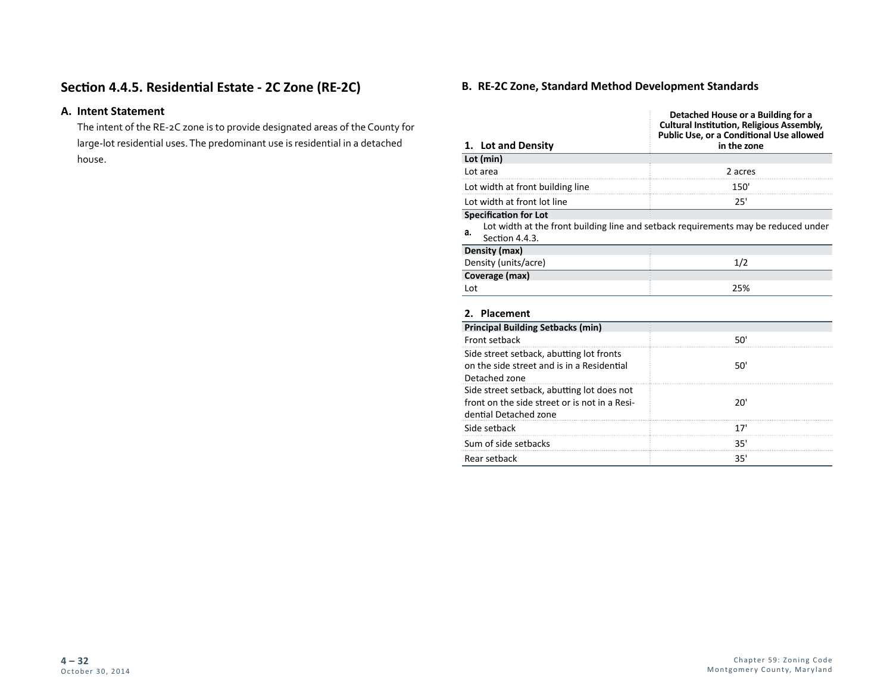## Section 4.4.5. Residential Estate - 2C Zone (RE-2C)

### A. Intent Statement

The intent of the RE-2C zone is to provide designated areas of the County for large-lot residential uses. The predominant use is residential in a detached house.

### B. RE-2C Zone, Standard Method Development Standards

| 1. Lot and Density | Detached House or a Building for a Cultural Institution, Religious Assembly, Public Use, or a Conditional Use allowed in the zone |
|---|---|
| **Lot (min)** | |
| Lot area | 2 acres |
| Lot width at front building line | 150' |
| Lot width at front lot line | 25' |
| **Specification for Lot** | |
| a. Lot width at the front building line and setback requirements may be reduced under Section 4.4.3. | |
| **Density (max)** | |
| Density (units/acre) | 1/2 |
| **Coverage (max)** | |
| Lot | 25% |

| 2. Placement | |
|---|---|
| **Principal Building Setbacks (min)** | |
| Front setback | 50' |
| Side street setback, abutting lot fronts on the side street and is in a Residential Detached zone | 50' |
| Side street setback, abutting lot does not front on the side street or is not in a Residential Detached zone | 20' |
| Side setback | 17' |
| Sum of side setbacks | 35' |
| Rear setback | 35' |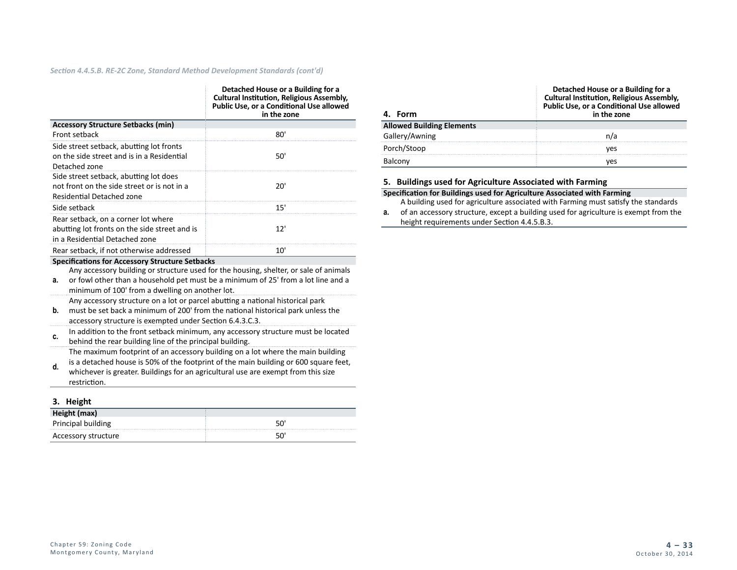*Section 4.4.5.B. RE-2C Zone, Standard Method Development Standards (cont'd)*

| | Detached House or a Building for a Cultural Institution, Religious Assembly, Public Use, or a Conditional Use allowed in the zone |
|---|---|
| **Accessory Structure Setbacks (min)** | |
| Front setback | 80' |
| Side street setback, abutting lot fronts on the side street and is in a Residential Detached zone | 50' |
| Side street setback, abutting lot does not front on the side street or is not in a Residential Detached zone | 20' |
| Side setback | 15' |
| Rear setback, on a corner lot where abutting lot fronts on the side street and is in a Residential Detached zone | 12' |
| Rear setback, if not otherwise addressed | 10' |

**Specifications for Accessory Structure Setbacks**

**a.** Any accessory building or structure used for the housing, shelter, or sale of animals or fowl other than a household pet must be a minimum of 25' from a lot line and a minimum of 100' from a dwelling on another lot.

**b.** Any accessory structure on a lot or parcel abutting a national historical park must be set back a minimum of 200' from the national historical park unless the accessory structure is exempted under Section 6.4.3.C.3.

**c.** In addition to the front setback minimum, any accessory structure must be located behind the rear building line of the principal building.

**d.** The maximum footprint of an accessory building on a lot where the main building is a detached house is 50% of the footprint of the main building or 600 square feet, whichever is greater. Buildings for an agricultural use are exempt from this size restriction.

### 3. Height

| Height (max) | |
|---|---|
| Principal building | 50' |
| Accessory structure | 50' |

### 4. Form

| | Detached House or a Building for a Cultural Institution, Religious Assembly, Public Use, or a Conditional Use allowed in the zone |
|---|---|
| **Allowed Building Elements** | |
| Gallery/Awning | n/a |
| Porch/Stoop | yes |
| Balcony | yes |

### 5. Buildings used for Agriculture Associated with Farming

**Specification for Buildings used for Agriculture Associated with Farming**

**a.** A building used for agriculture associated with Farming must satisfy the standards of an accessory structure, except a building used for agriculture is exempt from the height requirements under Section 4.4.5.B.3.